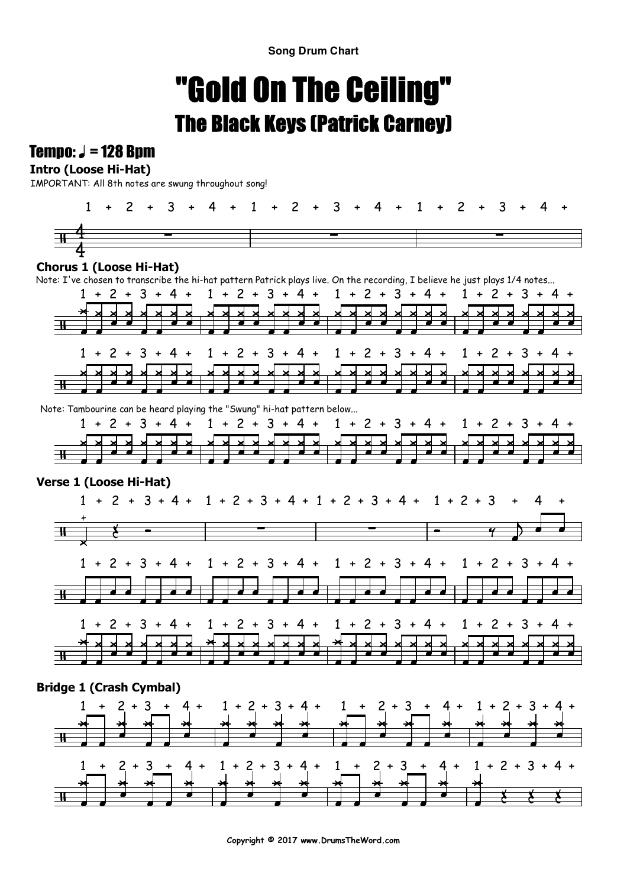Song Drum Chart

# "Gold On The Ceiling"

## The Black Keys (Patrick Carney)

### Tempo: ♩ = 128 Bpm

**Intro (Loose Hi-Hat)**

IMPORTANT: All 8th notes are swung throughout song!

**Chorus 1 (Loose Hi-Hat)**

Note: I've chosen to transcribe the hi-hat pattern Patrick plays live. On the recording, I believe he just plays 1/4 notes...

Note: Tambourine can be heard playing the "Swung" hi-hat pattern below...

**Verse 1 (Loose Hi-Hat)**

**Bridge 1 (Crash Cymbal)**

Copyright © 2017 www.DrumsTheWord.com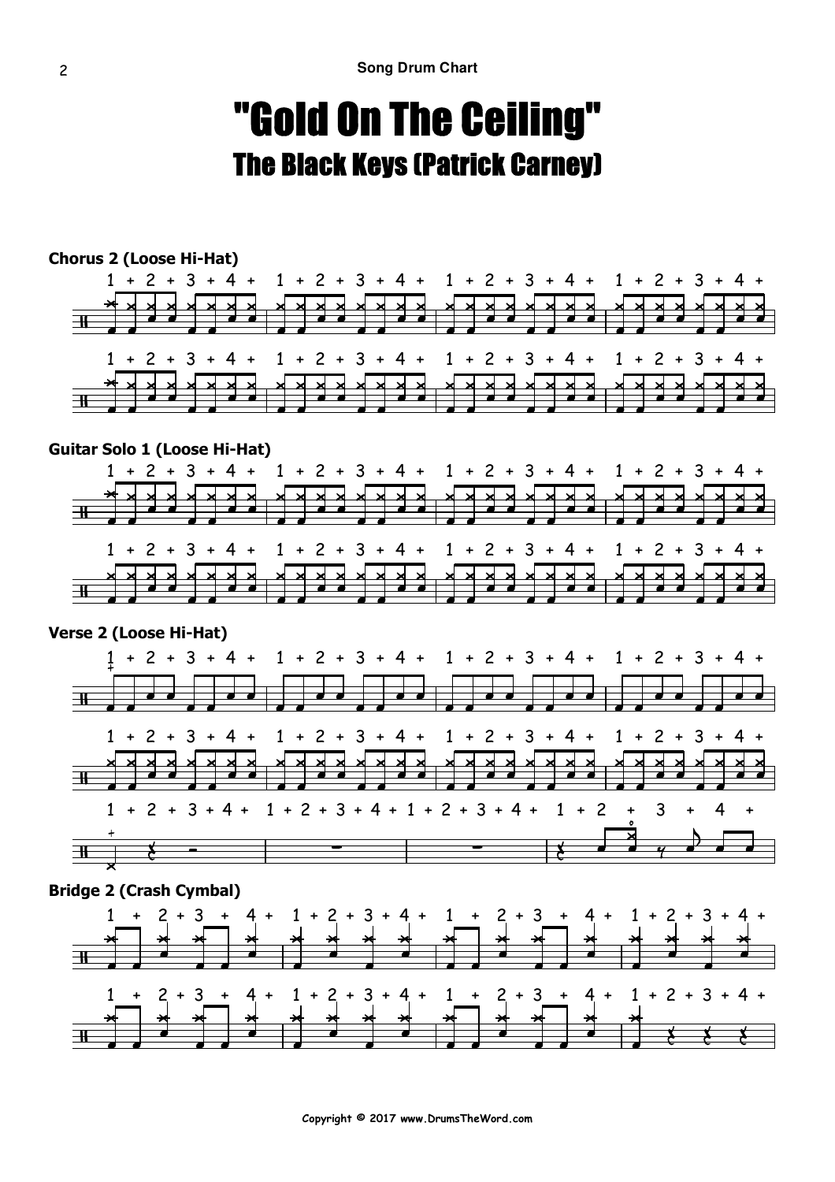# "Gold On The Ceiling"

## The Black Keys (Patrick Carney)

**Chorus 2 (Loose Hi-Hat)**

1 + 2 + 3 + 4 + 1 + 2 + 3 + 4 + 1 + 2 + 3 + 4 + 1 + 2 + 3 + 4 +

1 + 2 + 3 + 4 + 1 + 2 + 3 + 4 + 1 + 2 + 3 + 4 + 1 + 2 + 3 + 4 +

**Guitar Solo 1 (Loose Hi-Hat)**

1 + 2 + 3 + 4 + 1 + 2 + 3 + 4 + 1 + 2 + 3 + 4 + 1 + 2 + 3 + 4 +

1 + 2 + 3 + 4 + 1 + 2 + 3 + 4 + 1 + 2 + 3 + 4 + 1 + 2 + 3 + 4 +

**Verse 2 (Loose Hi-Hat)**

1 + 2 + 3 + 4 + 1 + 2 + 3 + 4 + 1 + 2 + 3 + 4 + 1 + 2 + 3 + 4 +

1 + 2 + 3 + 4 + 1 + 2 + 3 + 4 + 1 + 2 + 3 + 4 + 1 + 2 + 3 + 4 +

1 + 2 + 3 + 4 + 1 + 2 + 3 + 4 + 1 + 2 + 3 + 4 + 1 + 2 + 3 + 4 +

**Bridge 2 (Crash Cymbal)**

1 + 2 + 3 + 4 + 1 + 2 + 3 + 4 + 1 + 2 + 3 + 4 + 1 + 2 + 3 + 4 +

1 + 2 + 3 + 4 + 1 + 2 + 3 + 4 + 1 + 2 + 3 + 4 + 1 + 2 + 3 + 4 +

Copyright © 2017 www.DrumsTheWord.com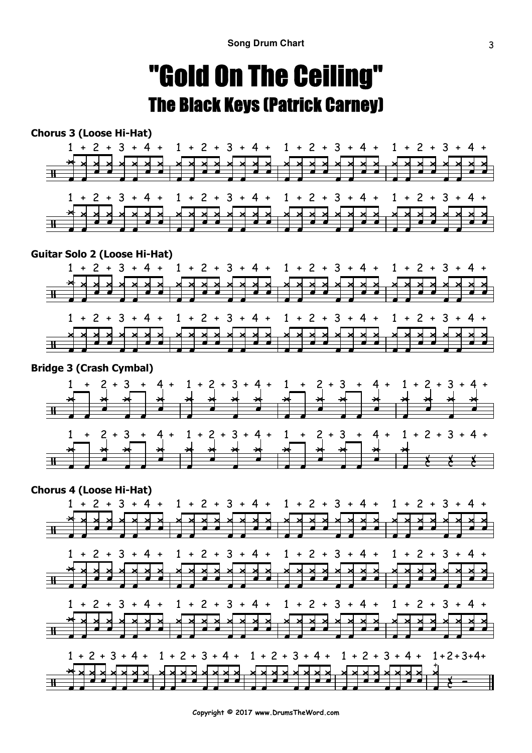# "Gold On The Ceiling"

## The Black Keys (Patrick Carney)

**Chorus 3 (Loose Hi-Hat)**

1 + 2 + 3 + 4 + 1 + 2 + 3 + 4 + 1 + 2 + 3 + 4 + 1 + 2 + 3 + 4 +

1 + 2 + 3 + 4 + 1 + 2 + 3 + 4 + 1 + 2 + 3 + 4 + 1 + 2 + 3 + 4 +

**Guitar Solo 2 (Loose Hi-Hat)**

1 + 2 + 3 + 4 + 1 + 2 + 3 + 4 + 1 + 2 + 3 + 4 + 1 + 2 + 3 + 4 +

1 + 2 + 3 + 4 + 1 + 2 + 3 + 4 + 1 + 2 + 3 + 4 + 1 + 2 + 3 + 4 +

**Bridge 3 (Crash Cymbal)**

1 + 2 + 3 + 4 + 1 + 2 + 3 + 4 + 1 + 2 + 3 + 4 + 1 + 2 + 3 + 4 +

1 + 2 + 3 + 4 + 1 + 2 + 3 + 4 + 1 + 2 + 3 + 4 + 1 + 2 + 3 + 4 +

**Chorus 4 (Loose Hi-Hat)**

1 + 2 + 3 + 4 + 1 + 2 + 3 + 4 + 1 + 2 + 3 + 4 + 1 + 2 + 3 + 4 +

1 + 2 + 3 + 4 + 1 + 2 + 3 + 4 + 1 + 2 + 3 + 4 + 1 + 2 + 3 + 4 +

1 + 2 + 3 + 4 + 1 + 2 + 3 + 4 + 1 + 2 + 3 + 4 + 1 + 2 + 3 + 4 +

1 + 2 + 3 + 4 + 1 + 2 + 3 + 4 + 1 + 2 + 3 + 4 + 1 + 2 + 3 + 4 + 1+2+3+4+

Copyright © 2017 www.DrumsTheWord.com